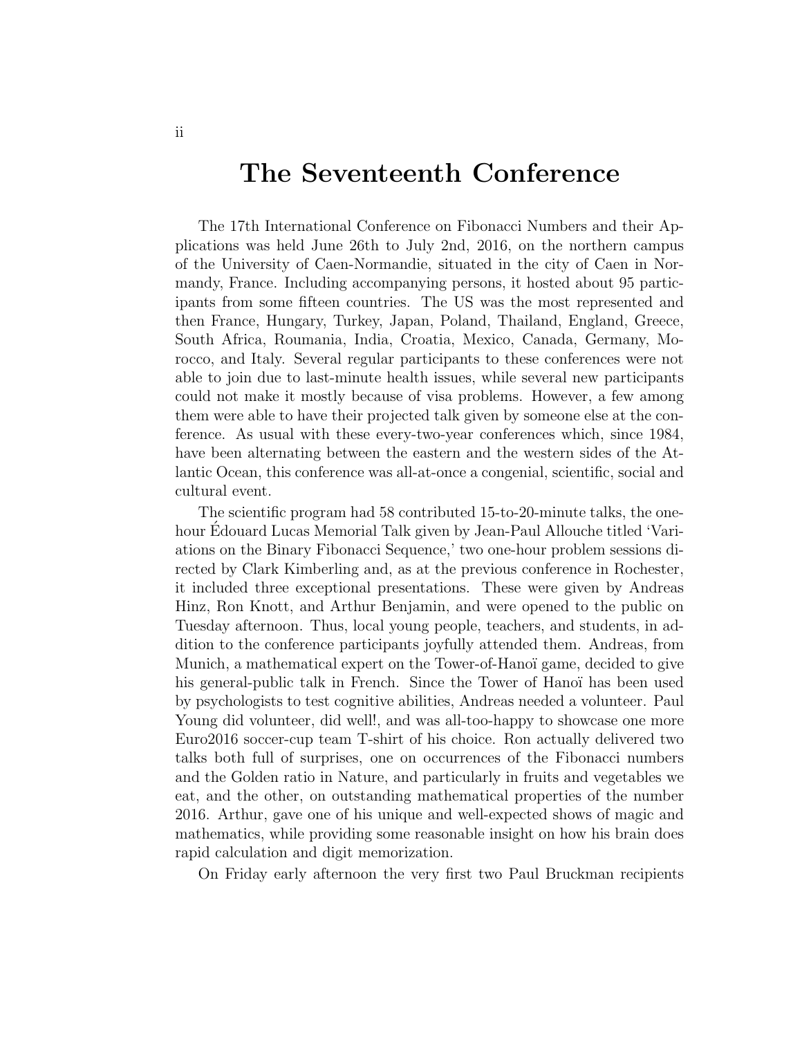# The Seventeenth Conference

The 17th International Conference on Fibonacci Numbers and their Applications was held June 26th to July 2nd, 2016, on the northern campus of the University of Caen-Normandie, situated in the city of Caen in Normandy, France. Including accompanying persons, it hosted about 95 participants from some fifteen countries. The US was the most represented and then France, Hungary, Turkey, Japan, Poland, Thailand, England, Greece, South Africa, Roumania, India, Croatia, Mexico, Canada, Germany, Morocco, and Italy. Several regular participants to these conferences were not able to join due to last-minute health issues, while several new participants could not make it mostly because of visa problems. However, a few among them were able to have their projected talk given by someone else at the conference. As usual with these every-two-year conferences which, since 1984, have been alternating between the eastern and the western sides of the Atlantic Ocean, this conference was all-at-once a congenial, scientific, social and cultural event.

The scientific program had 58 contributed 15-to-20-minute talks, the one-hour Édouard Lucas Memorial Talk given by Jean-Paul Allouche titled 'Variations on the Binary Fibonacci Sequence,' two one-hour problem sessions directed by Clark Kimberling and, as at the previous conference in Rochester, it included three exceptional presentations. These were given by Andreas Hinz, Ron Knott, and Arthur Benjamin, and were opened to the public on Tuesday afternoon. Thus, local young people, teachers, and students, in addition to the conference participants joyfully attended them. Andreas, from Munich, a mathematical expert on the Tower-of-Hanoï game, decided to give his general-public talk in French. Since the Tower of Hanoï has been used by psychologists to test cognitive abilities, Andreas needed a volunteer. Paul Young did volunteer, did well!, and was all-too-happy to showcase one more Euro2016 soccer-cup team T-shirt of his choice. Ron actually delivered two talks both full of surprises, one on occurrences of the Fibonacci numbers and the Golden ratio in Nature, and particularly in fruits and vegetables we eat, and the other, on outstanding mathematical properties of the number 2016. Arthur, gave one of his unique and well-expected shows of magic and mathematics, while providing some reasonable insight on how his brain does rapid calculation and digit memorization.

On Friday early afternoon the very first two Paul Bruckman recipients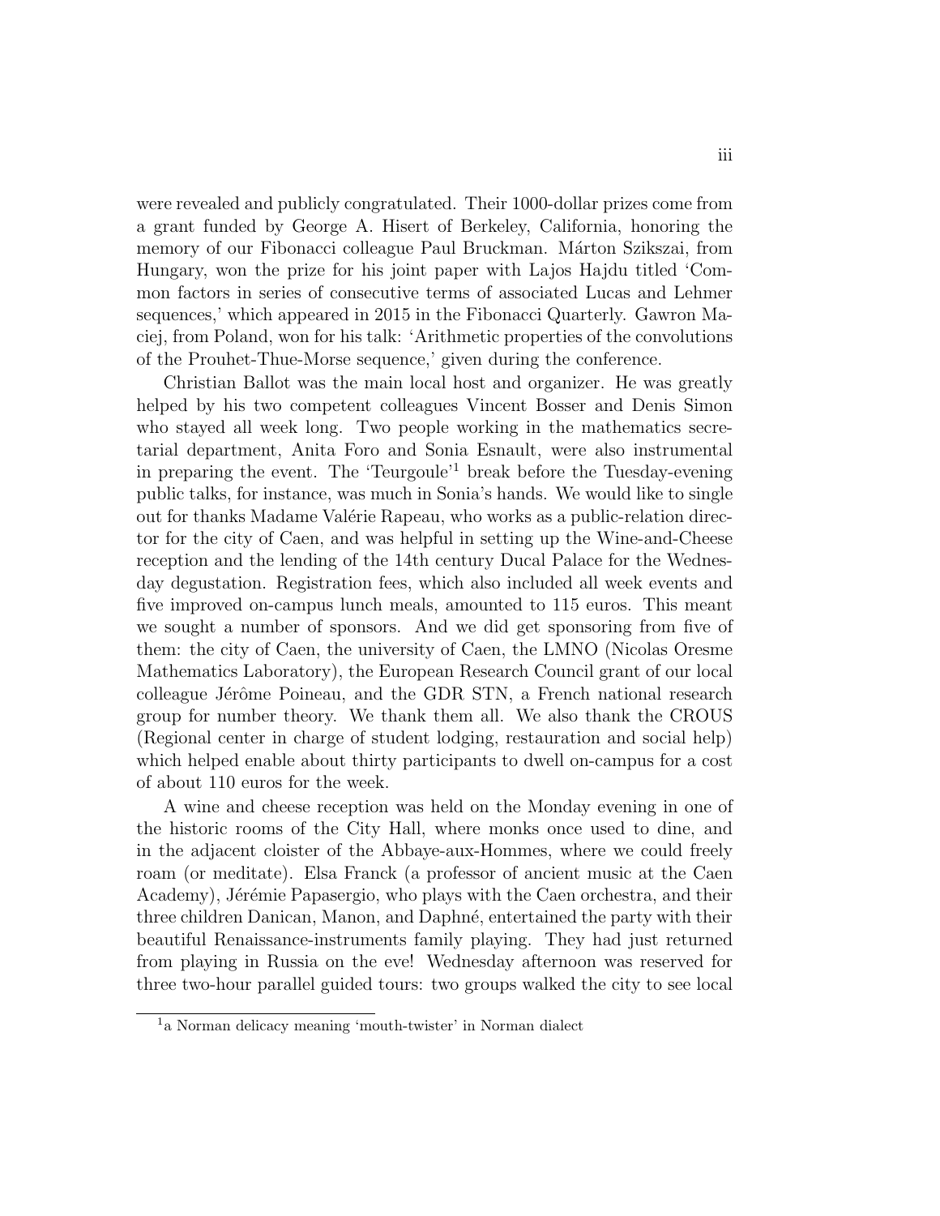were revealed and publicly congratulated. Their 1000-dollar prizes come from a grant funded by George A. Hisert of Berkeley, California, honoring the memory of our Fibonacci colleague Paul Bruckman. Márton Szikszai, from Hungary, won the prize for his joint paper with Lajos Hajdu titled 'Common factors in series of consecutive terms of associated Lucas and Lehmer sequences,' which appeared in 2015 in the Fibonacci Quarterly. Gawron Maciej, from Poland, won for his talk: 'Arithmetic properties of the convolutions of the Prouhet-Thue-Morse sequence,' given during the conference.

Christian Ballot was the main local host and organizer. He was greatly helped by his two competent colleagues Vincent Bosser and Denis Simon who stayed all week long. Two people working in the mathematics secretarial department, Anita Foro and Sonia Esnault, were also instrumental in preparing the event. The 'Teurgoule'[1] break before the Tuesday-evening public talks, for instance, was much in Sonia's hands. We would like to single out for thanks Madame Valérie Rapeau, who works as a public-relation director for the city of Caen, and was helpful in setting up the Wine-and-Cheese reception and the lending of the 14th century Ducal Palace for the Wednesday degustation. Registration fees, which also included all week events and five improved on-campus lunch meals, amounted to 115 euros. This meant we sought a number of sponsors. And we did get sponsoring from five of them: the city of Caen, the university of Caen, the LMNO (Nicolas Oresme Mathematics Laboratory), the European Research Council grant of our local colleague Jérôme Poineau, and the GDR STN, a French national research group for number theory. We thank them all. We also thank the CROUS (Regional center in charge of student lodging, restauration and social help) which helped enable about thirty participants to dwell on-campus for a cost of about 110 euros for the week.

A wine and cheese reception was held on the Monday evening in one of the historic rooms of the City Hall, where monks once used to dine, and in the adjacent cloister of the Abbaye-aux-Hommes, where we could freely roam (or meditate). Elsa Franck (a professor of ancient music at the Caen Academy), Jérémie Papasergio, who plays with the Caen orchestra, and their three children Danican, Manon, and Daphné, entertained the party with their beautiful Renaissance-instruments family playing. They had just returned from playing in Russia on the eve! Wednesday afternoon was reserved for three two-hour parallel guided tours: two groups walked the city to see local

[1] a Norman delicacy meaning 'mouth-twister' in Norman dialect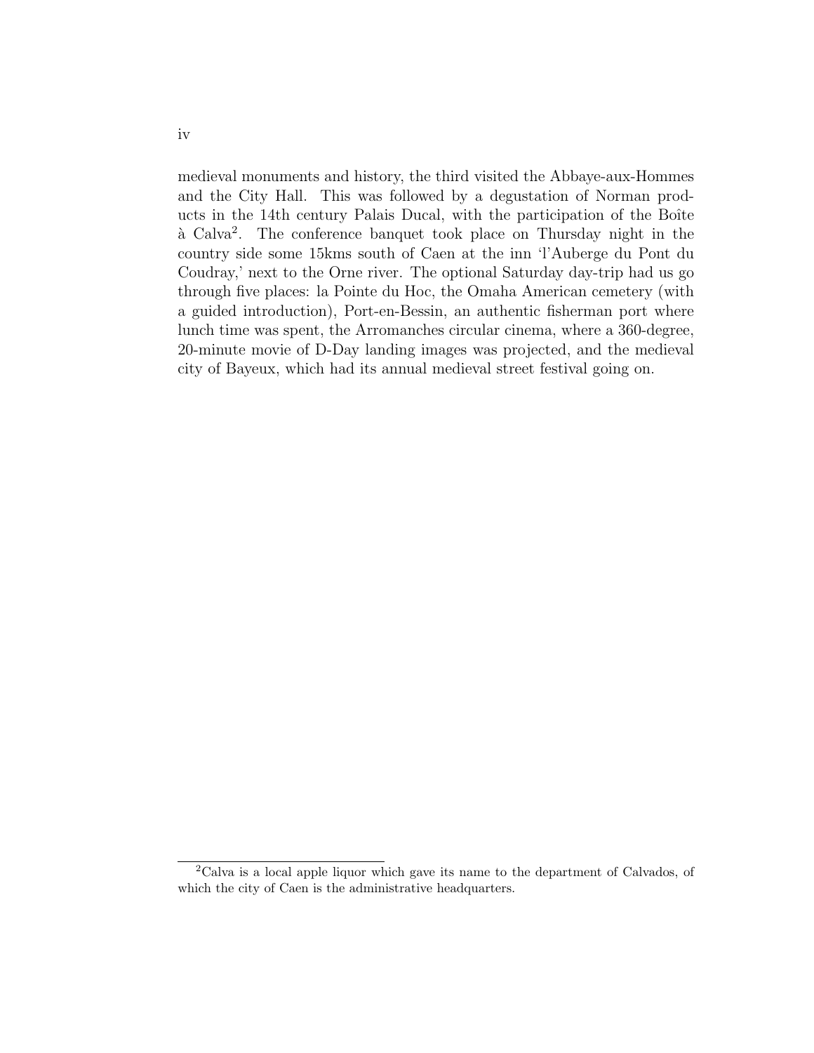medieval monuments and history, the third visited the Abbaye-aux-Hommes and the City Hall. This was followed by a degustation of Norman products in the 14th century Palais Ducal, with the participation of the Boîte à Calva[2]. The conference banquet took place on Thursday night in the country side some 15kms south of Caen at the inn 'l'Auberge du Pont du Coudray,' next to the Orne river. The optional Saturday day-trip had us go through five places: la Pointe du Hoc, the Omaha American cemetery (with a guided introduction), Port-en-Bessin, an authentic fisherman port where lunch time was spent, the Arromanches circular cinema, where a 360-degree, 20-minute movie of D-Day landing images was projected, and the medieval city of Bayeux, which had its annual medieval street festival going on.

---

[2]Calva is a local apple liquor which gave its name to the department of Calvados, of which the city of Caen is the administrative headquarters.